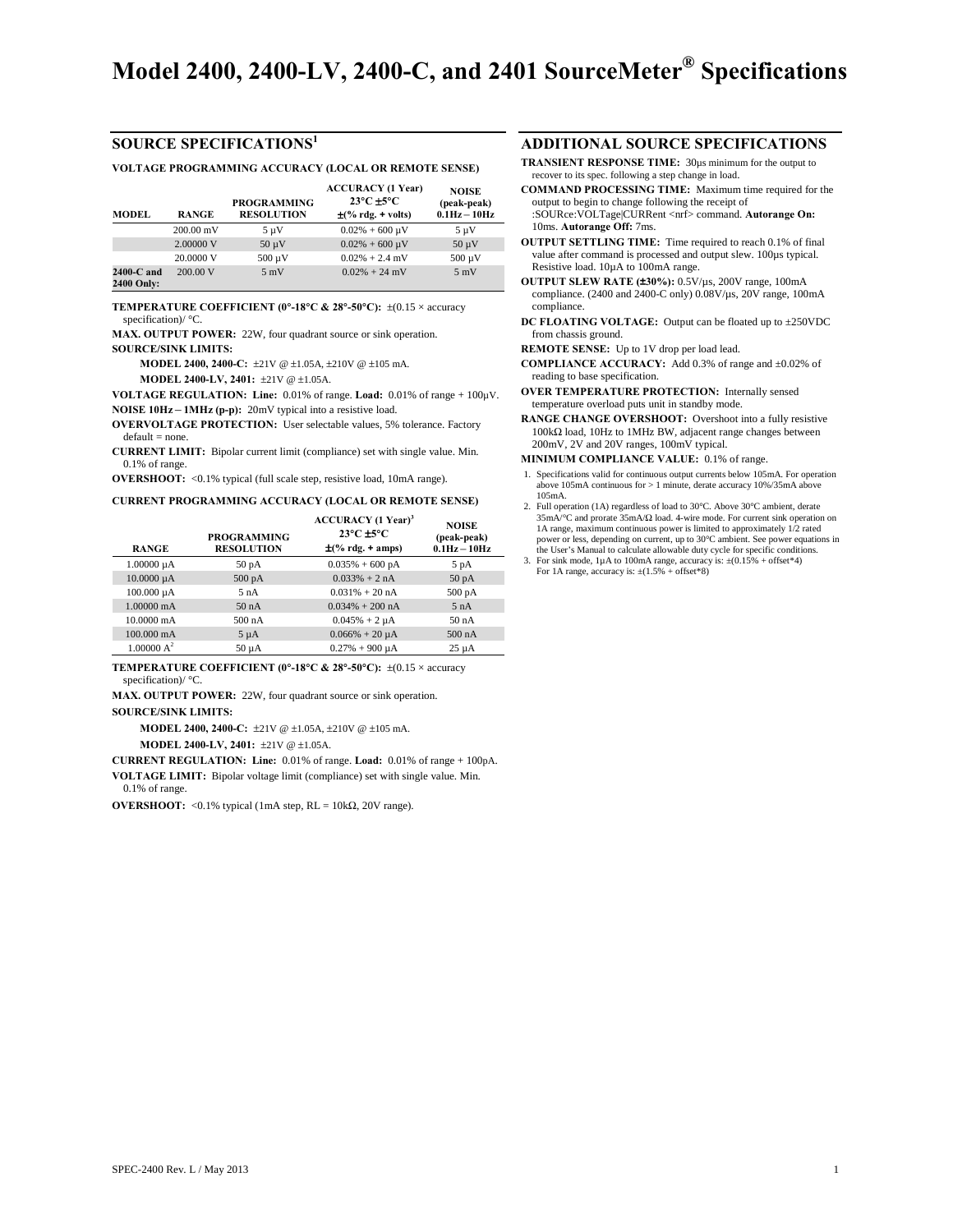# Model 2400, 2400-LV, 2400-C, and 2401 SourceMeter® Specifications

## SOURCE SPECIFICATIONS[1]

### VOLTAGE PROGRAMMING ACCURACY (LOCAL OR REMOTE SENSE)

| MODEL | RANGE | PROGRAMMING RESOLUTION | ACCURACY (1 Year) 23°C ±5°C ±(% rdg. + volts) | NOISE (peak-peak) 0.1Hz – 10Hz |
|---|---|---|---|---|
| | 200.00 mV | 5 µV | 0.02% + 600 µV | 5 µV |
| | 2.00000 V | 50 µV | 0.02% + 600 µV | 50 µV |
| | 20.0000 V | 500 µV | 0.02% + 2.4 mV | 500 µV |
| 2400-C and 2400 Only: | 200.00 V | 5 mV | 0.02% + 24 mV | 5 mV |

**TEMPERATURE COEFFICIENT (0°-18°C & 28°-50°C):** ±(0.15 × accuracy specification)/ °C.

**MAX. OUTPUT POWER:** 22W, four quadrant source or sink operation.

**SOURCE/SINK LIMITS:**

**MODEL 2400, 2400-C:** ±21V @ ±1.05A, ±210V @ ±105 mA.

**MODEL 2400-LV, 2401:** ±21V @ ±1.05A.

**VOLTAGE REGULATION: Line:** 0.01% of range. **Load:** 0.01% of range + 100µV.

**NOISE 10Hz – 1MHz (p-p):** 20mV typical into a resistive load.

**OVERVOLTAGE PROTECTION:** User selectable values, 5% tolerance. Factory default = none.

**CURRENT LIMIT:** Bipolar current limit (compliance) set with single value. Min. 0.1% of range.

**OVERSHOOT:** <0.1% typical (full scale step, resistive load, 10mA range).

### CURRENT PROGRAMMING ACCURACY (LOCAL OR REMOTE SENSE)

| RANGE | PROGRAMMING RESOLUTION | ACCURACY (1 Year)[3] 23°C ±5°C ±(% rdg. + amps) | NOISE (peak-peak) 0.1Hz – 10Hz |
|---|---|---|---|
| 1.00000 µA | 50 pA | 0.035% + 600 pA | 5 pA |
| 10.0000 µA | 500 pA | 0.033% + 2 nA | 50 pA |
| 100.000 µA | 5 nA | 0.031% + 20 nA | 500 pA |
| 1.00000 mA | 50 nA | 0.034% + 200 nA | 5 nA |
| 10.0000 mA | 500 nA | 0.045% + 2 µA | 50 nA |
| 100.000 mA | 5 µA | 0.066% + 20 µA | 500 nA |
| 1.00000 A[2] | 50 µA | 0.27% + 900 µA | 25 µA |

**TEMPERATURE COEFFICIENT (0°-18°C & 28°-50°C):** ±(0.15 × accuracy specification)/ °C.

**MAX. OUTPUT POWER:** 22W, four quadrant source or sink operation.

**SOURCE/SINK LIMITS:**

**MODEL 2400, 2400-C:** ±21V @ ±1.05A, ±210V @ ±105 mA.

**MODEL 2400-LV, 2401:** ±21V @ ±1.05A.

**CURRENT REGULATION: Line:** 0.01% of range. **Load:** 0.01% of range + 100pA.

**VOLTAGE LIMIT:** Bipolar voltage limit (compliance) set with single value. Min. 0.1% of range.

**OVERSHOOT:** <0.1% typical (1mA step, RL = 10kΩ, 20V range).

## ADDITIONAL SOURCE SPECIFICATIONS

**TRANSIENT RESPONSE TIME:** 30µs minimum for the output to recover to its spec. following a step change in load.

**COMMAND PROCESSING TIME:** Maximum time required for the output to begin to change following the receipt of :SOURce:VOLTage|CURRent <nrf> command. **Autorange On:** 10ms. **Autorange Off:** 7ms.

**OUTPUT SETTLING TIME:** Time required to reach 0.1% of final value after command is processed and output slew. 100µs typical. Resistive load. 10µA to 100mA range.

**OUTPUT SLEW RATE (±30%):** 0.5V/µs, 200V range, 100mA compliance. (2400 and 2400-C only) 0.08V/µs, 20V range, 100mA compliance.

**DC FLOATING VOLTAGE:** Output can be floated up to ±250VDC from chassis ground.

**REMOTE SENSE:** Up to 1V drop per load lead.

**COMPLIANCE ACCURACY:** Add 0.3% of range and ±0.02% of reading to base specification.

**OVER TEMPERATURE PROTECTION:** Internally sensed temperature overload puts unit in standby mode.

**RANGE CHANGE OVERSHOOT:** Overshoot into a fully resistive 100kΩ load, 10Hz to 1MHz BW, adjacent range changes between 200mV, 2V and 20V ranges, 100mV typical.

**MINIMUM COMPLIANCE VALUE:** 0.1% of range.

1. Specifications valid for continuous output currents below 105mA. For operation above 105mA continuous for > 1 minute, derate accuracy 10%/35mA above 105mA.
2. Full operation (1A) regardless of load to 30°C. Above 30°C ambient, derate 35mA/°C and prorate 35mA/Ω load. 4-wire mode. For current sink operation on 1A range, maximum continuous power is limited to approximately 1/2 rated power or less, depending on current, up to 30°C ambient. See power equations in the User's Manual to calculate allowable duty cycle for specific conditions.
3. For sink mode, 1µA to 100mA range, accuracy is: ±(0.15% + offset*4)
   For 1A range, accuracy is: ±(1.5% + offset*8)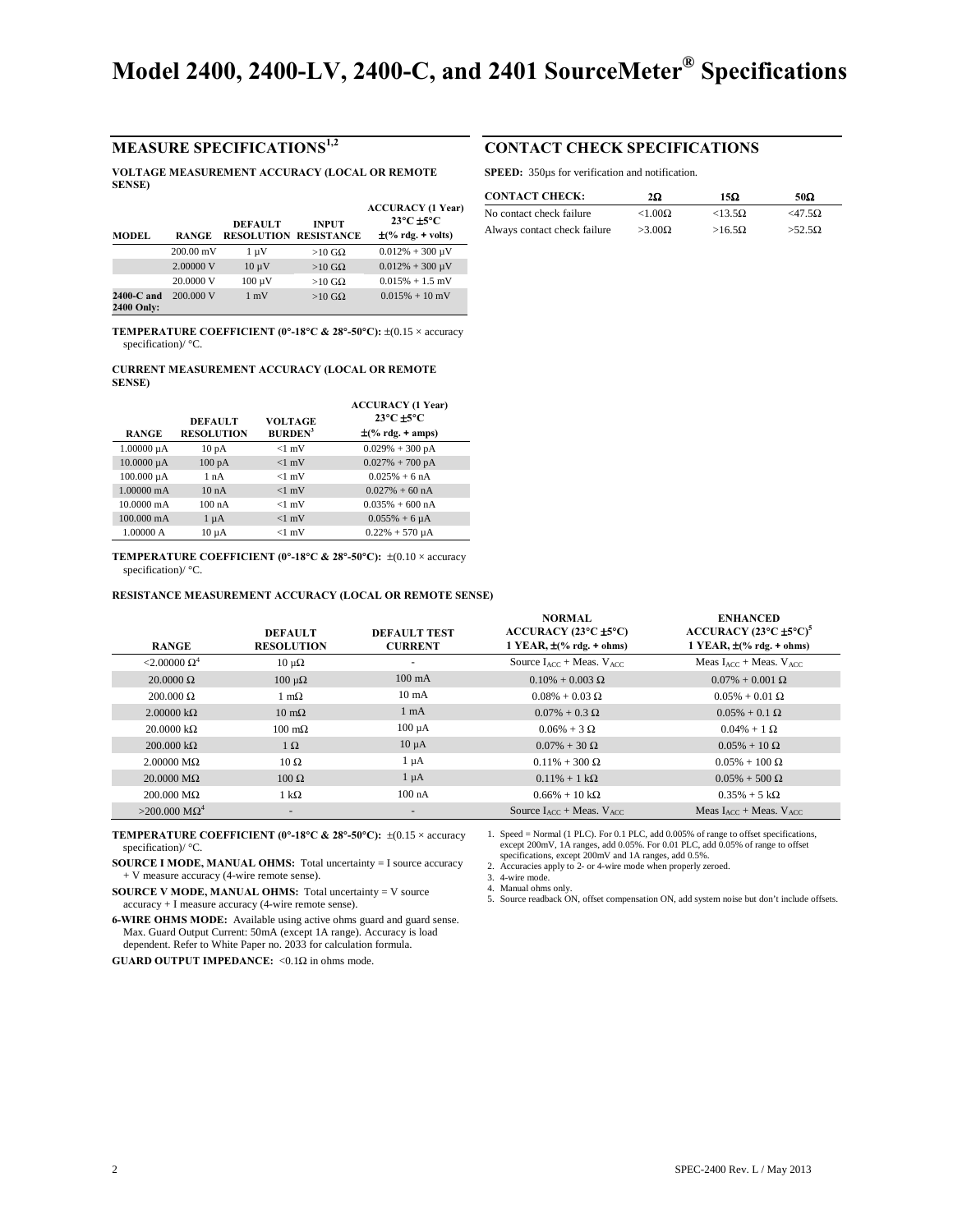# Model 2400, 2400-LV, 2400-C, and 2401 SourceMeter® Specifications

## MEASURE SPECIFICATIONS[1,2]

**VOLTAGE MEASUREMENT ACCURACY (LOCAL OR REMOTE SENSE)**

| MODEL | RANGE | DEFAULT RESOLUTION | INPUT RESISTANCE | ACCURACY (1 Year) 23°C ±5°C ±(% rdg. + volts) |
|---|---|---|---|---|
| | 200.00 mV | 1 µV | >10 GΩ | 0.012% + 300 µV |
| | 2.00000 V | 10 µV | >10 GΩ | 0.012% + 300 µV |
| | 20.0000 V | 100 µV | >10 GΩ | 0.015% + 1.5 mV |
| **2400-C and 2400 Only:** | 200.000 V | 1 mV | >10 GΩ | 0.015% + 10 mV |

**TEMPERATURE COEFFICIENT (0°-18°C & 28°-50°C):** ±(0.15 × accuracy specification)/ °C.

**CURRENT MEASUREMENT ACCURACY (LOCAL OR REMOTE SENSE)**

| RANGE | DEFAULT RESOLUTION | VOLTAGE BURDEN[3] | ACCURACY (1 Year) 23°C ±5°C ±(% rdg. + amps) |
|---|---|---|---|
| 1.00000 µA | 10 pA | <1 mV | 0.029% + 300 pA |
| 10.0000 µA | 100 pA | <1 mV | 0.027% + 700 pA |
| 100.000 µA | 1 nA | <1 mV | 0.025% + 6 nA |
| 1.00000 mA | 10 nA | <1 mV | 0.027% + 60 nA |
| 10.0000 mA | 100 nA | <1 mV | 0.035% + 600 nA |
| 100.000 mA | 1 µA | <1 mV | 0.055% + 6 µA |
| 1.00000 A | 10 µA | <1 mV | 0.22% + 570 µA |

**TEMPERATURE COEFFICIENT (0°-18°C & 28°-50°C):** ±(0.10 × accuracy specification)/ °C.

**RESISTANCE MEASUREMENT ACCURACY (LOCAL OR REMOTE SENSE)**

| RANGE | DEFAULT RESOLUTION | DEFAULT TEST CURRENT | NORMAL ACCURACY (23°C ±5°C) 1 YEAR, ±(% rdg. + ohms) | ENHANCED ACCURACY (23°C ±5°C)[5] 1 YEAR, ±(% rdg. + ohms) |
|---|---|---|---|---|
| <2.00000 Ω[4] | 10 µΩ | - | Source $I_{ACC}$ + Meas. $V_{ACC}$ | Meas $I_{ACC}$ + Meas. $V_{ACC}$ |
| 20.0000 Ω | 100 µΩ | 100 mA | 0.10% + 0.003 Ω | 0.07% + 0.001 Ω |
| 200.000 Ω | 1 mΩ | 10 mA | 0.08% + 0.03 Ω | 0.05% + 0.01 Ω |
| 2.00000 kΩ | 10 mΩ | 1 mA | 0.07% + 0.3 Ω | 0.05% + 0.1 Ω |
| 20.0000 kΩ | 100 mΩ | 100 µA | 0.06% + 3 Ω | 0.04% + 1 Ω |
| 200.000 kΩ | 1 Ω | 10 µA | 0.07% + 30 Ω | 0.05% + 10 Ω |
| 2.00000 MΩ | 10 Ω | 1 µA | 0.11% + 300 Ω | 0.05% + 100 Ω |
| 20.0000 MΩ | 100 Ω | 1 µA | 0.11% + 1 kΩ | 0.05% + 500 Ω |
| 200.000 MΩ | 1 kΩ | 100 nA | 0.66% + 10 kΩ | 0.35% + 5 kΩ |
| >200.000 MΩ[4] | - | - | Source $I_{ACC}$ + Meas. $V_{ACC}$ | Meas $I_{ACC}$ + Meas. $V_{ACC}$ |

**TEMPERATURE COEFFICIENT (0°-18°C & 28°-50°C):** ±(0.15 × accuracy specification)/ °C.

**SOURCE I MODE, MANUAL OHMS:** Total uncertainty = I source accuracy + V measure accuracy (4-wire remote sense).

**SOURCE V MODE, MANUAL OHMS:** Total uncertainty = V source accuracy + I measure accuracy (4-wire remote sense).

**6-WIRE OHMS MODE:** Available using active ohms guard and guard sense. Max. Guard Output Current: 50mA (except 1A range). Accuracy is load dependent. Refer to White Paper no. 2033 for calculation formula.

**GUARD OUTPUT IMPEDANCE:** <0.1Ω in ohms mode.

1. Speed = Normal (1 PLC). For 0.1 PLC, add 0.005% of range to offset specifications, except 200mV, 1A ranges, add 0.05%. For 0.01 PLC, add 0.05% of range to offset specifications, except 200mV and 1A ranges, add 0.5%.
2. Accuracies apply to 2- or 4-wire mode when properly zeroed.
3. 4-wire mode.
4. Manual ohms only.
5. Source readback ON, offset compensation ON, add system noise but don't include offsets.

## CONTACT CHECK SPECIFICATIONS

**SPEED:** 350µs for verification and notification.

| CONTACT CHECK: | 2Ω | 15Ω | 50Ω |
|---|---|---|---|
| No contact check failure | <1.00Ω | <13.5Ω | <47.5Ω |
| Always contact check failure | >3.00Ω | >16.5Ω | >52.5Ω |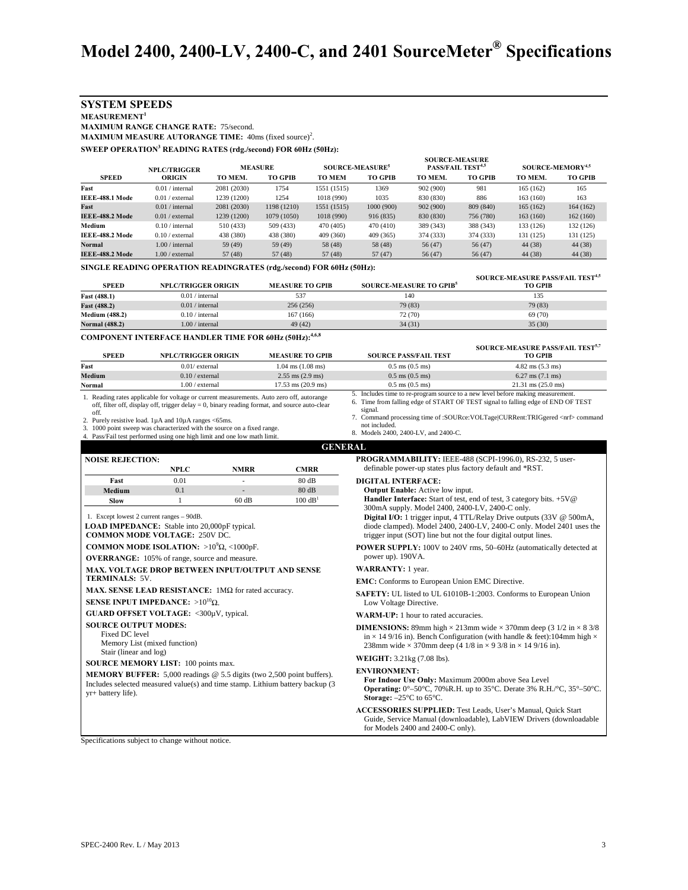# Model 2400, 2400-LV, 2400-C, and 2401 SourceMeter® Specifications

## SYSTEM SPEEDS

**MEASUREMENT[1]**

**MAXIMUM RANGE CHANGE RATE:** 75/second.

**MAXIMUM MEASURE AUTORANGE TIME:** 40ms (fixed source)[2].

**SWEEP OPERATION[3] READING RATES (rdg./second) FOR 60Hz (50Hz):**

| SPEED | NPLC/TRIGGER ORIGIN | MEASURE | | SOURCE-MEASURE[5] | | SOURCE-MEASURE PASS/FAIL TEST[4,5] | | SOURCE-MEMORY[4,5] | |
|---|---|---|---|---|---|---|---|---|---|
| | | TO MEM. | TO GPIB | TO MEM | TO GPIB | TO MEM. | TO GPIB | TO MEM. | TO GPIB |
| Fast IEEE-488.1 Mode | 0.01 / internal | 2081 (2030) | 1754 | 1551 (1515) | 1369 | 902 (900) | 981 | 165 (162) | 165 |
| | 0.01 / external | 1239 (1200) | 1254 | 1018 (990) | 1035 | 830 (830) | 886 | 163 (160) | 163 |
| Fast IEEE-488.2 Mode | 0.01 / internal | 2081 (2030) | 1198 (1210) | 1551 (1515) | 1000 (900) | 902 (900) | 809 (840) | 165 (162) | 164 (162) |
| | 0.01 / external | 1239 (1200) | 1079 (1050) | 1018 (990) | 916 (835) | 830 (830) | 756 (780) | 163 (160) | 162 (160) |
| Medium IEEE-488.2 Mode | 0.10 / internal | 510 (433) | 509 (433) | 470 (405) | 470 (410) | 389 (343) | 388 (343) | 133 (126) | 132 (126) |
| | 0.10 / external | 438 (380) | 438 (380) | 409 (360) | 409 (365) | 374 (333) | 374 (333) | 131 (125) | 131 (125) |
| Normal IEEE-488.2 Mode | 1.00 / internal | 59 (49) | 59 (49) | 58 (48) | 58 (48) | 56 (47) | 56 (47) | 44 (38) | 44 (38) |
| | 1.00 / external | 57 (48) | 57 (48) | 57 (48) | 57 (47) | 56 (47) | 56 (47) | 44 (38) | 44 (38) |

**SINGLE READING OPERATION READINGRATES (rdg./second) FOR 60Hz (50Hz):**

| SPEED | NPLC/TRIGGER ORIGIN | MEASURE TO GPIB | SOURCE-MEASURE TO GPIB[5] | SOURCE-MEASURE PASS/FAIL TEST[4,5] TO GPIB |
|---|---|---|---|---|
| Fast (488.1) | 0.01 / internal | 537 | 140 | 135 |
| Fast (488.2) | 0.01 / internal | 256 (256) | 79 (83) | 79 (83) |
| Medium (488.2) | 0.10 / internal | 167 (166) | 72 (70) | 69 (70) |
| Normal (488.2) | 1.00 / internal | 49 (42) | 34 (31) | 35 (30) |

**COMPONENT INTERFACE HANDLER TIME FOR 60Hz (50Hz):[4,6,8]**

| SPEED | NPLC/TRIGGER ORIGIN | MEASURE TO GPIB | SOURCE PASS/FAIL TEST | SOURCE-MEASURE PASS/FAIL TEST[5,7] TO GPIB |
|---|---|---|---|---|
| Fast | 0.01/ external | 1.04 ms (1.08 ms) | 0.5 ms (0.5 ms) | 4.82 ms (5.3 ms) |
| Medium | 0.10 / external | 2.55 ms (2.9 ms) | 0.5 ms (0.5 ms) | 6.27 ms (7.1 ms) |
| Normal | 1.00 / external | 17.53 ms (20.9 ms) | 0.5 ms (0.5 ms) | 21.31 ms (25.0 ms) |

1. Reading rates applicable for voltage or current measurements. Auto zero off, autorange off, filter off, display off, trigger delay = 0, binary reading format, and source auto-clear off.
2. Purely resistive load. 1µA and 10µA ranges <65ms.
3. 1000 point sweep was characterized with the source on a fixed range.
4. Pass/Fail test performed using one high limit and one low math limit.
5. Includes time to re-program source to a new level before making measurement.
6. Time from falling edge of START OF TEST signal to falling edge of END OF TEST signal.
7. Command processing time of :SOURce:VOLTage|CURRent:TRIGgered <nrf> command not included.
8. Models 2400, 2400-LV, and 2400-C.

## GENERAL

**NOISE REJECTION:**

| | NPLC | NMRR | CMRR |
|---|---|---|---|
| Fast | 0.01 | - | 80 dB |
| Medium | 0.1 | - | 80 dB |
| Slow | 1 | 60 dB | 100 dB[1] |

1. Except lowest 2 current ranges – 90dB.

**LOAD IMPEDANCE:** Stable into 20,000pF typical.

**COMMON MODE VOLTAGE:** 250V DC.

**COMMON MODE ISOLATION:** $>10^9\Omega$, <1000pF.

**OVERRANGE:** 105% of range, source and measure.

**MAX. VOLTAGE DROP BETWEEN INPUT/OUTPUT AND SENSE TERMINALS:** 5V.

**MAX. SENSE LEAD RESISTANCE:** 1MΩ for rated accuracy.

**SENSE INPUT IMPEDANCE:** $>10^{10}\Omega$.

**GUARD OFFSET VOLTAGE:** <300µV, typical.

**SOURCE OUTPUT MODES:**
- Fixed DC level
- Memory List (mixed function)
- Stair (linear and log)

**SOURCE MEMORY LIST:** 100 points max.

**MEMORY BUFFER:** 5,000 readings @ 5.5 digits (two 2,500 point buffers). Includes selected measured value(s) and time stamp. Lithium battery backup (3 yr+ battery life).

**PROGRAMMABILITY:** IEEE-488 (SCPI-1996.0), RS-232, 5 user-definable power-up states plus factory default and *RST.

**DIGITAL INTERFACE:**
- **Output Enable:** Active low input.
- **Handler Interface:** Start of test, end of test, 3 category bits. +5V@ 300mA supply. Model 2400, 2400-LV, 2400-C only.
- **Digital I/O:** 1 trigger input, 4 TTL/Relay Drive outputs (33V @ 500mA, diode clamped). Model 2400, 2400-LV, 2400-C only. Model 2401 uses the trigger input (SOT) line but not the four digital output lines.

**POWER SUPPLY:** 100V to 240V rms, 50–60Hz (automatically detected at power up). 190VA.

**WARRANTY:** 1 year.

**EMC:** Conforms to European Union EMC Directive.

**SAFETY:** UL listed to UL 61010B-1:2003. Conforms to European Union Low Voltage Directive.

**WARM-UP:** 1 hour to rated accuracies.

**DIMENSIONS:** 89mm high × 213mm wide × 370mm deep (3 1/2 in × 8 3/8 in × 14 9/16 in). Bench Configuration (with handle & feet):104mm high × 238mm wide × 370mm deep (4 1/8 in × 9 3/8 in × 14 9/16 in).

**WEIGHT:** 3.21kg (7.08 lbs).

**ENVIRONMENT:**
- **For Indoor Use Only:** Maximum 2000m above Sea Level
- **Operating:** 0°–50°C, 70%R.H. up to 35°C. Derate 3% R.H./°C, 35°–50°C.
- **Storage:** –25°C to 65°C.

**ACCESSORIES SUPPLIED:** Test Leads, User's Manual, Quick Start Guide, Service Manual (downloadable), LabVIEW Drivers (downloadable for Models 2400 and 2400-C only).

Specifications subject to change without notice.